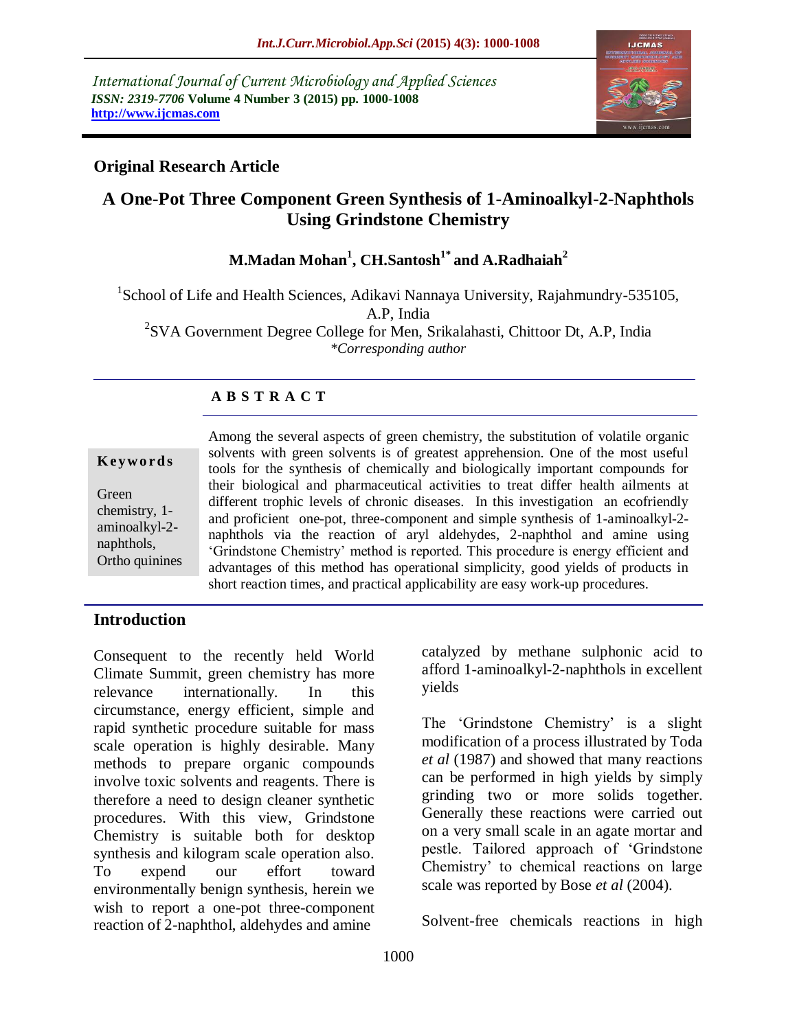*International Journal of Current Microbiology and Applied Sciences*
***ISSN: 2319-7706*** **Volume 4 Number 3 (2015) pp. 1000-1008**
**http://www.ijcmas.com**

**Original Research Article**

# A One-Pot Three Component Green Synthesis of 1-Aminoalkyl-2-Naphthols Using Grindstone Chemistry

**M.Madan Mohan[1], CH.Santosh[1*] and A.Radhaiah[2]**

[1]School of Life and Health Sciences, Adikavi Nannaya University, Rajahmundry-535105, A.P, India
[2]SVA Government Degree College for Men, Srikalahasti, Chittoor Dt, A.P, India
*\*Corresponding author*

## A B S T R A C T

**Keywords**

Green chemistry, 1-aminoalkyl-2-naphthols, Ortho quinines

Among the several aspects of green chemistry, the substitution of volatile organic solvents with green solvents is of greatest apprehension. One of the most useful tools for the synthesis of chemically and biologically important compounds for their biological and pharmaceutical activities to treat differ health ailments at different trophic levels of chronic diseases. In this investigation an ecofriendly and proficient one-pot, three-component and simple synthesis of 1-aminoalkyl-2-naphthols via the reaction of aryl aldehydes, 2-naphthol and amine using 'Grindstone Chemistry' method is reported. This procedure is energy efficient and advantages of this method has operational simplicity, good yields of products in short reaction times, and practical applicability are easy work-up procedures.

## Introduction

Consequent to the recently held World Climate Summit, green chemistry has more relevance internationally. In this circumstance, energy efficient, simple and rapid synthetic procedure suitable for mass scale operation is highly desirable. Many methods to prepare organic compounds involve toxic solvents and reagents. There is therefore a need to design cleaner synthetic procedures. With this view, Grindstone Chemistry is suitable both for desktop synthesis and kilogram scale operation also. To expend our effort toward environmentally benign synthesis, herein we wish to report a one-pot three-component reaction of 2-naphthol, aldehydes and amine catalyzed by methane sulphonic acid to afford 1-aminoalkyl-2-naphthols in excellent yields

The 'Grindstone Chemistry' is a slight modification of a process illustrated by Toda *et al* (1987) and showed that many reactions can be performed in high yields by simply grinding two or more solids together. Generally these reactions were carried out on a very small scale in an agate mortar and pestle. Tailored approach of 'Grindstone Chemistry' to chemical reactions on large scale was reported by Bose *et al* (2004).

Solvent-free chemicals reactions in high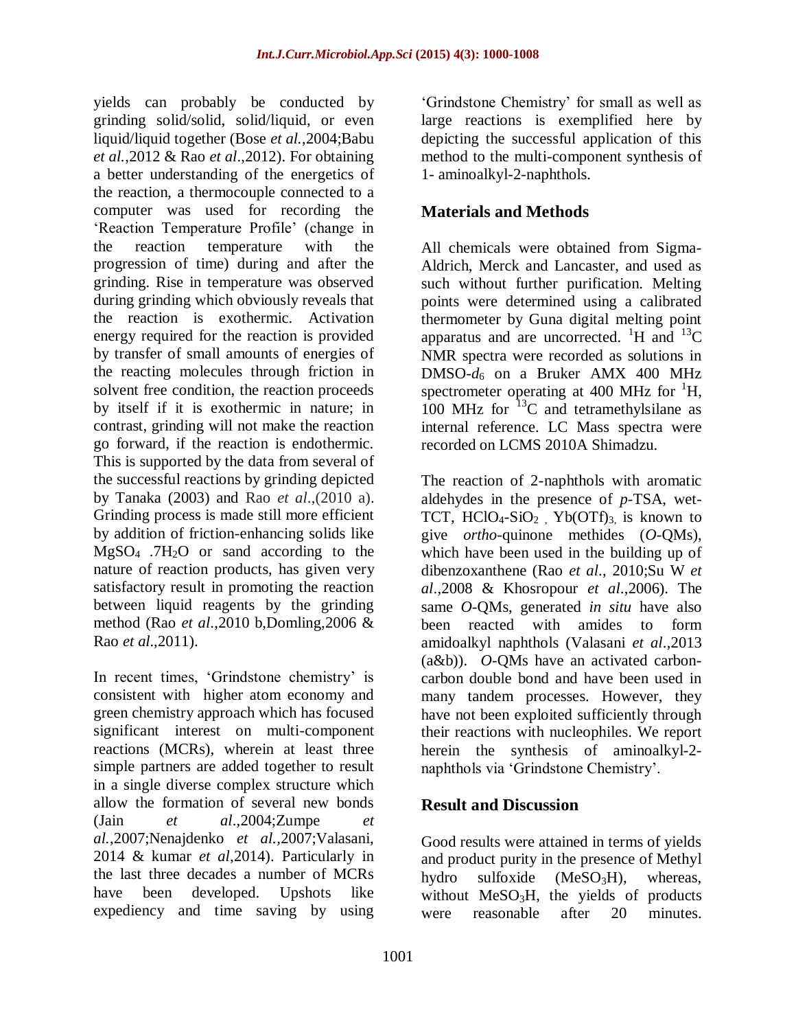yields can probably be conducted by grinding solid/solid, solid/liquid, or even liquid/liquid together (Bose *et al.*,2004;Babu *et al.*,2012 & Rao *et al*.,2012). For obtaining a better understanding of the energetics of the reaction, a thermocouple connected to a computer was used for recording the 'Reaction Temperature Profile' (change in the reaction temperature with the progression of time) during and after the grinding. Rise in temperature was observed during grinding which obviously reveals that the reaction is exothermic. Activation energy required for the reaction is provided by transfer of small amounts of energies of the reacting molecules through friction in solvent free condition, the reaction proceeds by itself if it is exothermic in nature; in contrast, grinding will not make the reaction go forward, if the reaction is endothermic. This is supported by the data from several of the successful reactions by grinding depicted by Tanaka (2003) and Rao *et al*.,(2010 a). Grinding process is made still more efficient by addition of friction-enhancing solids like $MgSO_4 .7H_2O$ or sand according to the nature of reaction products, has given very satisfactory result in promoting the reaction between liquid reagents by the grinding method (Rao *et al*.,2010 b,Domling,2006 & Rao *et al*.,2011).

In recent times, 'Grindstone chemistry' is consistent with higher atom economy and green chemistry approach which has focused significant interest on multi-component reactions (MCRs), wherein at least three simple partners are added together to result in a single diverse complex structure which allow the formation of several new bonds (Jain *et al*.,2004;Zumpe *et al.*,2007;Nenajdenko *et al.*,2007;Valasani, 2014 & kumar *et al*,2014). Particularly in the last three decades a number of MCRs have been developed. Upshots like expediency and time saving by using 'Grindstone Chemistry' for small as well as large reactions is exemplified here by depicting the successful application of this method to the multi-component synthesis of 1- aminoalkyl-2-naphthols.

## Materials and Methods

All chemicals were obtained from Sigma-Aldrich, Merck and Lancaster, and used as such without further purification. Melting points were determined using a calibrated thermometer by Guna digital melting point apparatus and are uncorrected. $^1H$ and $^{13}C$ NMR spectra were recorded as solutions in DMSO-$d_6$ on a Bruker AMX 400 MHz spectrometer operating at 400 MHz for $^1H$, 100 MHz for $^{13}C$ and tetramethylsilane as internal reference. LC Mass spectra were recorded on LCMS 2010A Shimadzu.

The reaction of 2-naphthols with aromatic aldehydes in the presence of *p*-TSA, wet-TCT, $HClO_4$-$SiO_2$ , $Yb(OTf)_3$, is known to give *ortho*-quinone methides (*O*-QMs), which have been used in the building up of dibenzoxanthene (Rao *et al*., 2010;Su W *et al*.,2008 & Khosropour *et al*.,2006). The same *O*-QMs, generated *in situ* have also been reacted with amides to form amidoalkyl naphthols (Valasani *et al*.,2013 (a&b)). *O*-QMs have an activated carbon-carbon double bond and have been used in many tandem processes. However, they have not been exploited sufficiently through their reactions with nucleophiles. We report herein the synthesis of aminoalkyl-2-naphthols via 'Grindstone Chemistry'.

## Result and Discussion

Good results were attained in terms of yields and product purity in the presence of Methyl hydro sulfoxide ($MeSO_3H$), whereas, without $MeSO_3H$, the yields of products were reasonable after 20 minutes.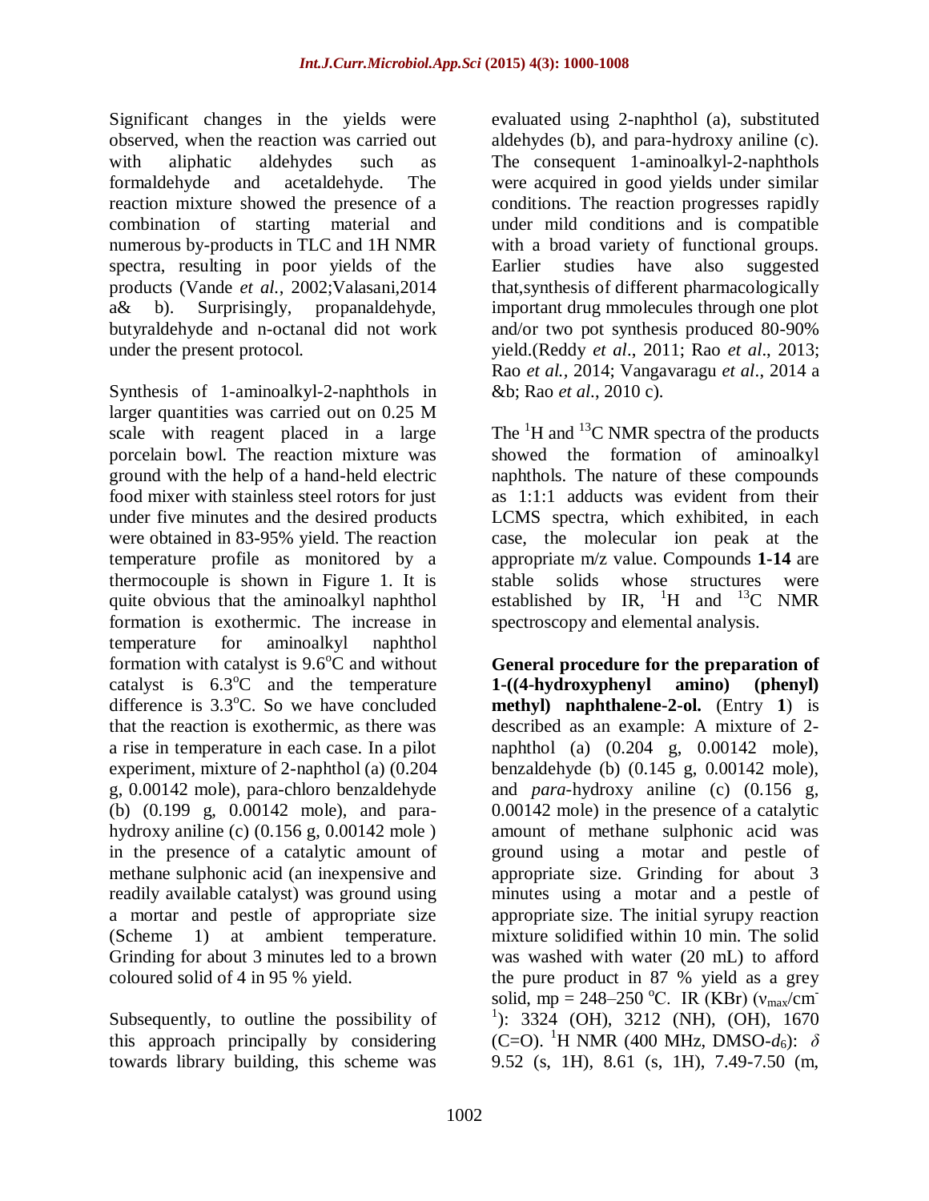Significant changes in the yields were observed, when the reaction was carried out with aliphatic aldehydes such as formaldehyde and acetaldehyde. The reaction mixture showed the presence of a combination of starting material and numerous by-products in TLC and 1H NMR spectra, resulting in poor yields of the products (Vande *et al.*, 2002;Valasani,2014 a& b). Surprisingly, propanaldehyde, butyraldehyde and n-octanal did not work under the present protocol.

Synthesis of 1-aminoalkyl-2-naphthols in larger quantities was carried out on 0.25 M scale with reagent placed in a large porcelain bowl. The reaction mixture was ground with the help of a hand-held electric food mixer with stainless steel rotors for just under five minutes and the desired products were obtained in 83-95% yield. The reaction temperature profile as monitored by a thermocouple is shown in Figure 1. It is quite obvious that the aminoalkyl naphthol formation is exothermic. The increase in temperature for aminoalkyl naphthol formation with catalyst is 9.6$^o$C and without catalyst is 6.3$^o$C and the temperature difference is 3.3$^o$C. So we have concluded that the reaction is exothermic, as there was a rise in temperature in each case. In a pilot experiment, mixture of 2-naphthol (a) (0.204 g, 0.00142 mole), para-chloro benzaldehyde (b) (0.199 g, 0.00142 mole), and para-hydroxy aniline (c) (0.156 g, 0.00142 mole ) in the presence of a catalytic amount of methane sulphonic acid (an inexpensive and readily available catalyst) was ground using a mortar and pestle of appropriate size (Scheme 1) at ambient temperature. Grinding for about 3 minutes led to a brown coloured solid of 4 in 95 % yield.

Subsequently, to outline the possibility of this approach principally by considering towards library building, this scheme was evaluated using 2-naphthol (a), substituted aldehydes (b), and para-hydroxy aniline (c). The consequent 1-aminoalkyl-2-naphthols were acquired in good yields under similar conditions. The reaction progresses rapidly under mild conditions and is compatible with a broad variety of functional groups. Earlier studies have also suggested that,synthesis of different pharmacologically important drug mmolecules through one plot and/or two pot synthesis produced 80-90% yield.(Reddy *et al*., 2011; Rao *et al*., 2013; Rao *et al.*, 2014; Vangavaragu *et al*., 2014 a &b; Rao *et al*., 2010 c).

The $^1$H and $^{13}$C NMR spectra of the products showed the formation of aminoalkyl naphthols. The nature of these compounds as 1:1:1 adducts was evident from their LCMS spectra, which exhibited, in each case, the molecular ion peak at the appropriate m/z value. Compounds **1-14** are stable solids whose structures were established by IR, $^1$H and $^{13}$C NMR spectroscopy and elemental analysis.

**General procedure for the preparation of 1-((4-hydroxyphenyl amino) (phenyl) methyl) naphthalene-2-ol.** (Entry **1**) is described as an example: A mixture of 2-naphthol (a) (0.204 g, 0.00142 mole), benzaldehyde (b) (0.145 g, 0.00142 mole), and *para*-hydroxy aniline (c) (0.156 g, 0.00142 mole) in the presence of a catalytic amount of methane sulphonic acid was ground using a motar and pestle of appropriate size. Grinding for about 3 minutes using a motar and a pestle of appropriate size. The initial syrupy reaction mixture solidified within 10 min. The solid was washed with water (20 mL) to afford the pure product in 87 % yield as a grey solid, mp = 248–250 $^o$C. IR (KBr) ($\nu_{max}$/cm$^{-1}$): 3324 (OH), 3212 (NH), (OH), 1670 (C=O). $^1$H NMR (400 MHz, DMSO-$d_6$): $\delta$ 9.52 (s, 1H), 8.61 (s, 1H), 7.49-7.50 (m,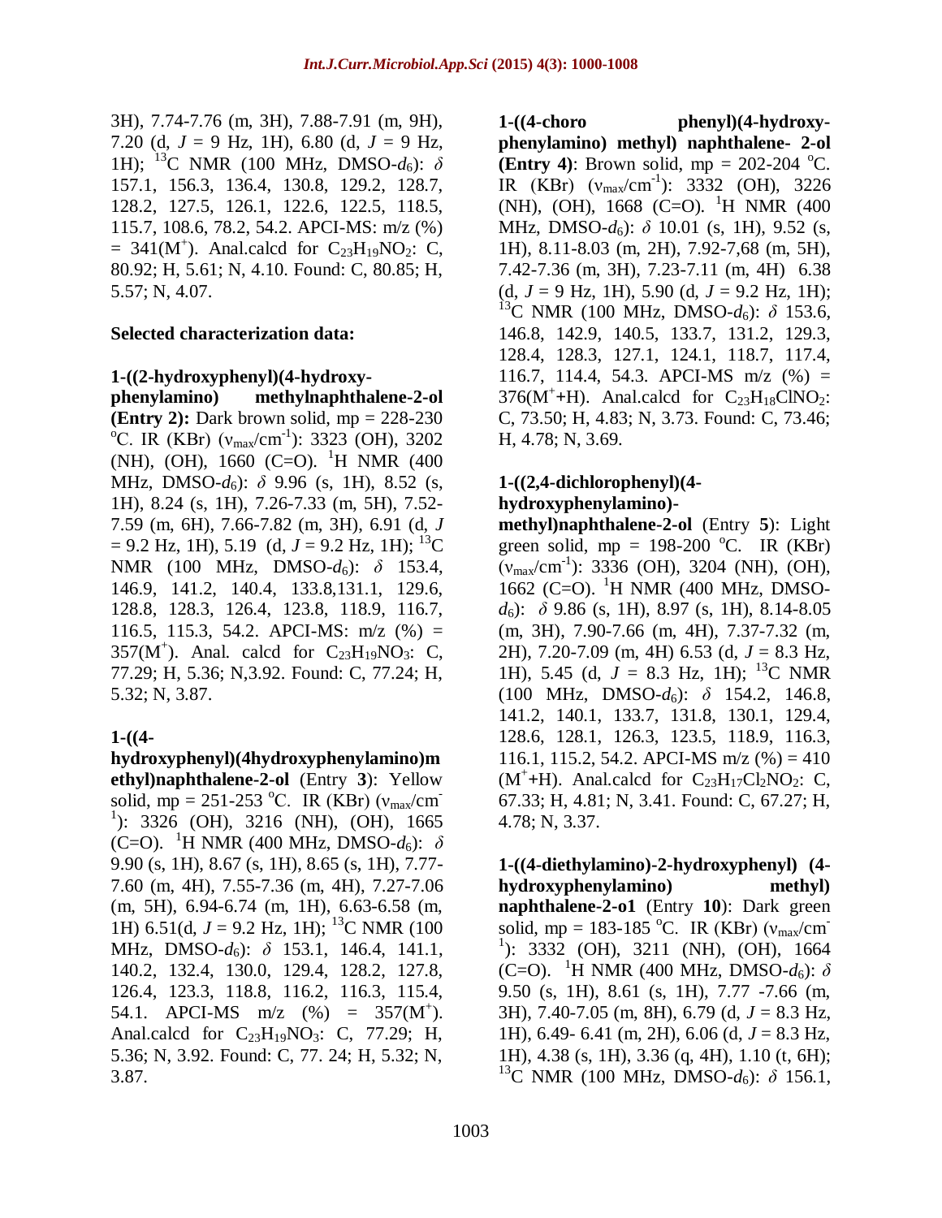3H), 7.74-7.76 (m, 3H), 7.88-7.91 (m, 9H), 7.20 (d, $J$ = 9 Hz, 1H), 6.80 (d, $J$ = 9 Hz, 1H); $^{13}$C NMR (100 MHz, DMSO-$d_6$): $\delta$ 157.1, 156.3, 136.4, 130.8, 129.2, 128.7, 128.2, 127.5, 126.1, 122.6, 122.5, 118.5, 115.7, 108.6, 78.2, 54.2. APCI-MS: m/z (%) = 341($M^+$). Anal.calcd for $C_{23}H_{19}NO_2$: C, 80.92; H, 5.61; N, 4.10. Found: C, 80.85; H, 5.57; N, 4.07.

**Selected characterization data:**

**1-((2-hydroxyphenyl)(4-hydroxy-phenylamino) methylnaphthalene-2-ol (Entry 2):** Dark brown solid, mp = 228-230 $^{o}$C. IR (KBr) ($\nu_{max}$/cm$^{-1}$): 3323 (OH), 3202 (NH), (OH), 1660 (C=O). $^{1}$H NMR (400 MHz, DMSO-$d_6$): $\delta$ 9.96 (s, 1H), 8.52 (s, 1H), 8.24 (s, 1H), 7.26-7.33 (m, 5H), 7.52-7.59 (m, 6H), 7.66-7.82 (m, 3H), 6.91 (d, $J$ = 9.2 Hz, 1H), 5.19 (d, $J$ = 9.2 Hz, 1H); $^{13}$C NMR (100 MHz, DMSO-$d_6$): $\delta$ 153.4, 146.9, 141.2, 140.4, 133.8,131.1, 129.6, 128.8, 128.3, 126.4, 123.8, 118.9, 116.7, 116.5, 115.3, 54.2. APCI-MS: m/z (%) = 357($M^+$). Anal. calcd for $C_{23}H_{19}NO_3$: C, 77.29; H, 5.36; N,3.92. Found: C, 77.24; H, 5.32; N, 3.87.

**1-((4-hydroxyphenyl)(4hydroxyphenylamino)methyl)naphthalene-2-ol** (Entry **3**): Yellow solid, mp = 251-253 $^{o}$C. IR (KBr) ($\nu_{max}$/cm$^{-1}$): 3326 (OH), 3216 (NH), (OH), 1665 (C=O). $^{1}$H NMR (400 MHz, DMSO-$d_6$): $\delta$ 9.90 (s, 1H), 8.67 (s, 1H), 8.65 (s, 1H), 7.77-7.60 (m, 4H), 7.55-7.36 (m, 4H), 7.27-7.06 (m, 5H), 6.94-6.74 (m, 1H), 6.63-6.58 (m, 1H) 6.51(d, $J$ = 9.2 Hz, 1H); $^{13}$C NMR (100 MHz, DMSO-$d_6$): $\delta$ 153.1, 146.4, 141.1, 140.2, 132.4, 130.0, 129.4, 128.2, 127.8, 126.4, 123.3, 118.8, 116.2, 116.3, 115.4, 54.1. APCI-MS m/z (%) = 357($M^+$). Anal.calcd for $C_{23}H_{19}NO_3$: C, 77.29; H, 5.36; N, 3.92. Found: C, 77. 24; H, 5.32; N, 3.87.

**1-((4-choro phenyl)(4-hydroxy-phenylamino) methyl) naphthalene- 2-ol (Entry 4)**: Brown solid, mp = 202-204 $^{o}$C. IR (KBr) ($\nu_{max}$/cm$^{-1}$): 3332 (OH), 3226 (NH), (OH), 1668 (C=O). $^{1}$H NMR (400 MHz, DMSO-$d_6$): $\delta$ 10.01 (s, 1H), 9.52 (s, 1H), 8.11-8.03 (m, 2H), 7.92-7,68 (m, 5H), 7.42-7.36 (m, 3H), 7.23-7.11 (m, 4H) 6.38 (d, $J$ = 9 Hz, 1H), 5.90 (d, $J$ = 9.2 Hz, 1H); $^{13}$C NMR (100 MHz, DMSO-$d_6$): $\delta$ 153.6, 146.8, 142.9, 140.5, 133.7, 131.2, 129.3, 128.4, 128.3, 127.1, 124.1, 118.7, 117.4, 116.7, 114.4, 54.3. APCI-MS m/z (%) = 376($M^+$+H). Anal.calcd for $C_{23}H_{18}ClNO_2$: C, 73.50; H, 4.83; N, 3.73. Found: C, 73.46; H, 4.78; N, 3.69.

**1-((2,4-dichlorophenyl)(4-hydroxyphenylamino)-methyl)naphthalene-2-ol** (Entry **5**): Light green solid, mp = 198-200 $^{o}$C. IR (KBr) ($\nu_{max}$/cm$^{-1}$): 3336 (OH), 3204 (NH), (OH), 1662 (C=O). $^{1}$H NMR (400 MHz, DMSO-$d_6$): $\delta$ 9.86 (s, 1H), 8.97 (s, 1H), 8.14-8.05 (m, 3H), 7.90-7.66 (m, 4H), 7.37-7.32 (m, 2H), 7.20-7.09 (m, 4H) 6.53 (d, $J$ = 8.3 Hz, 1H), 5.45 (d, $J$ = 8.3 Hz, 1H); $^{13}$C NMR (100 MHz, DMSO-$d_6$): $\delta$ 154.2, 146.8, 141.2, 140.1, 133.7, 131.8, 130.1, 129.4, 128.6, 128.1, 126.3, 123.5, 118.9, 116.3, 116.1, 115.2, 54.2. APCI-MS m/z (%) = 410 ($M^+$+H). Anal.calcd for $C_{23}H_{17}Cl_2NO_2$: C, 67.33; H, 4.81; N, 3.41. Found: C, 67.27; H, 4.78; N, 3.37.

**1-((4-diethylamino)-2-hydroxyphenyl) (4-hydroxyphenylamino) methyl) naphthalene-2-o1** (Entry **10**): Dark green solid, mp = 183-185 $^{o}$C. IR (KBr) ($\nu_{max}$/cm$^{-1}$): 3332 (OH), 3211 (NH), (OH), 1664 (C=O). $^{1}$H NMR (400 MHz, DMSO-$d_6$): $\delta$ 9.50 (s, 1H), 8.61 (s, 1H), 7.77 -7.66 (m, 3H), 7.40-7.05 (m, 8H), 6.79 (d, $J$ = 8.3 Hz, 1H), 6.49- 6.41 (m, 2H), 6.06 (d, $J$ = 8.3 Hz, 1H), 4.38 (s, 1H), 3.36 (q, 4H), 1.10 (t, 6H); $^{13}$C NMR (100 MHz, DMSO-$d_6$): $\delta$ 156.1,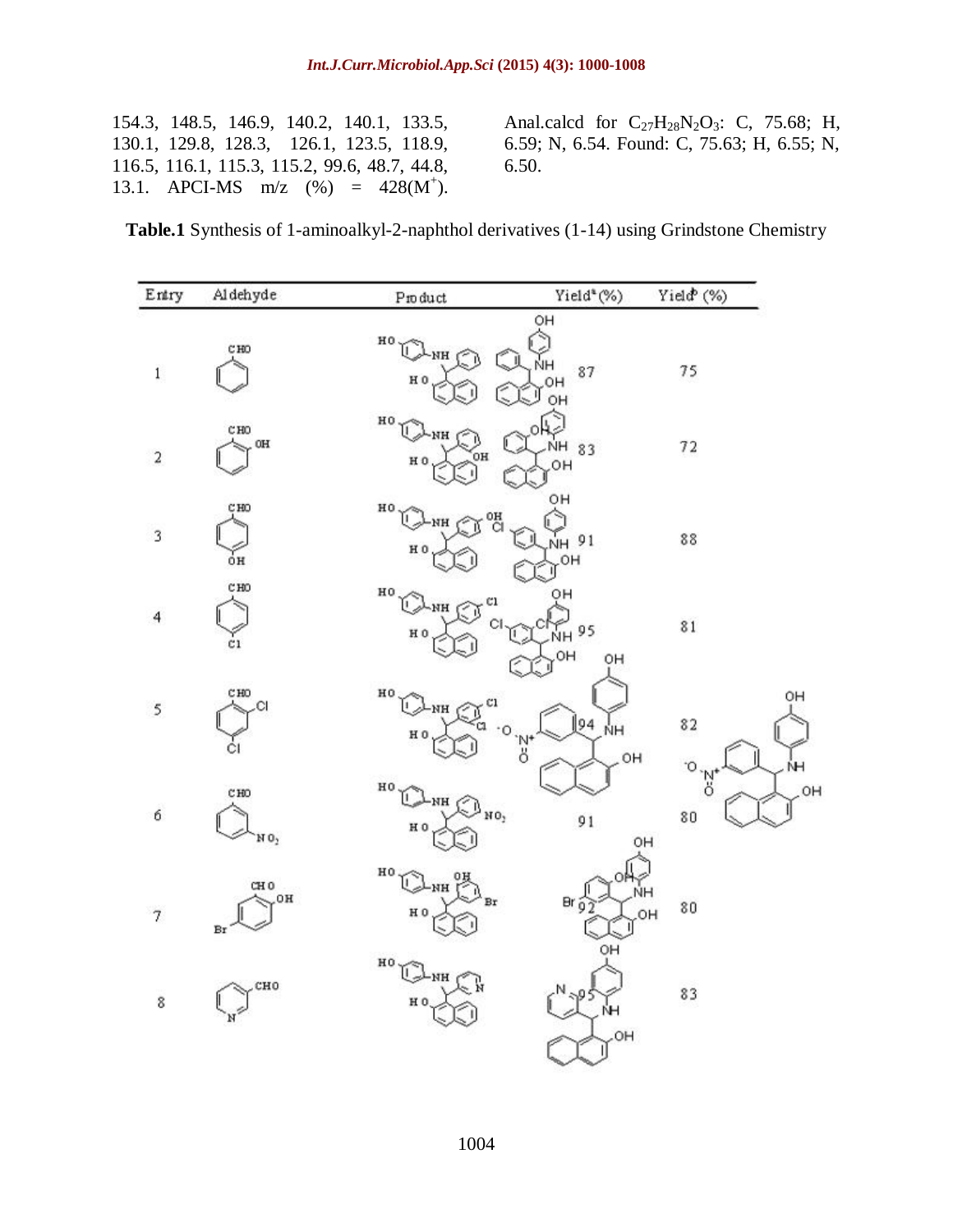154.3, 148.5, 146.9, 140.2, 140.1, 133.5, 130.1, 129.8, 128.3, 126.1, 123.5, 118.9, 116.5, 116.1, 115.3, 115.2, 99.6, 48.7, 44.8, 13.1. APCI-MS m/z (%) = 428($M^+$). Anal.calcd for $C_{27}H_{28}N_2O_3$: C, 75.68; H, 6.59; N, 6.54. Found: C, 75.63; H, 6.55; N, 6.50.

**Table.1** Synthesis of 1-aminoalkyl-2-naphthol derivatives (1-14) using Grindstone Chemistry

| Entry | Aldehyde | Product | Yield[a] (%) | Yield[b] (%) |
|---|---|---|---|---|
| 1 | CHO (benzaldehyde) | | 87 | 75 |
| 2 | CHO, OH (2-hydroxybenzaldehyde) | | 83 | 72 |
| 3 | CHO, OH (4-hydroxybenzaldehyde) | | 91 | 88 |
| 4 | CHO, Cl (4-chlorobenzaldehyde) | | 95 | 81 |
| 5 | CHO, Cl, Cl (2,4-dichlorobenzaldehyde) | | 94 | 82 |
| 6 | CHO, $NO_2$ (3-nitrobenzaldehyde) | | 91 | 80 |
| 7 | CHO, OH, Br (5-bromo-2-hydroxybenzaldehyde) | | 92 | 80 |
| 8 | CHO (pyridine-3-carbaldehyde) | | 95 | 83 |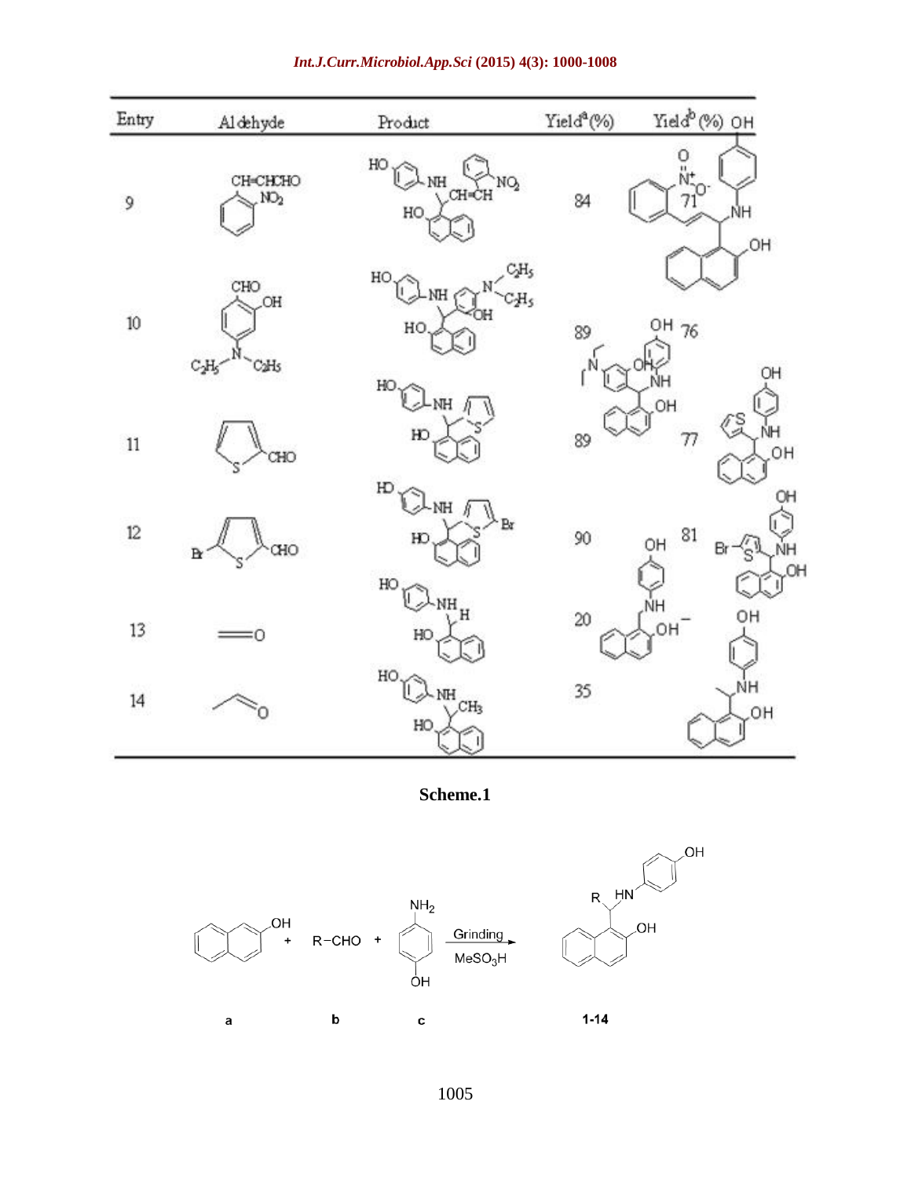| Entry | Aldehyde | Product | Yield[a](%) | Yield[b] (%) |
|---|---|---|---|---|
| 9 | CH=CHCHO, NO$_2$ | | 84 | 71 |
| 10 | CHO, OH, N(C$_2$H$_5$)$_2$ | | 89 | 76 |
| 11 | | | 89 | 77 |
| 12 | Br, CHO | | 90 | 81 |
| 13 | | | 20 | – |
| 14 | | | 35 | |

**Scheme.1**

a + R−CHO (b) + c → (Grinding, MeSO$_3$H) → 1-14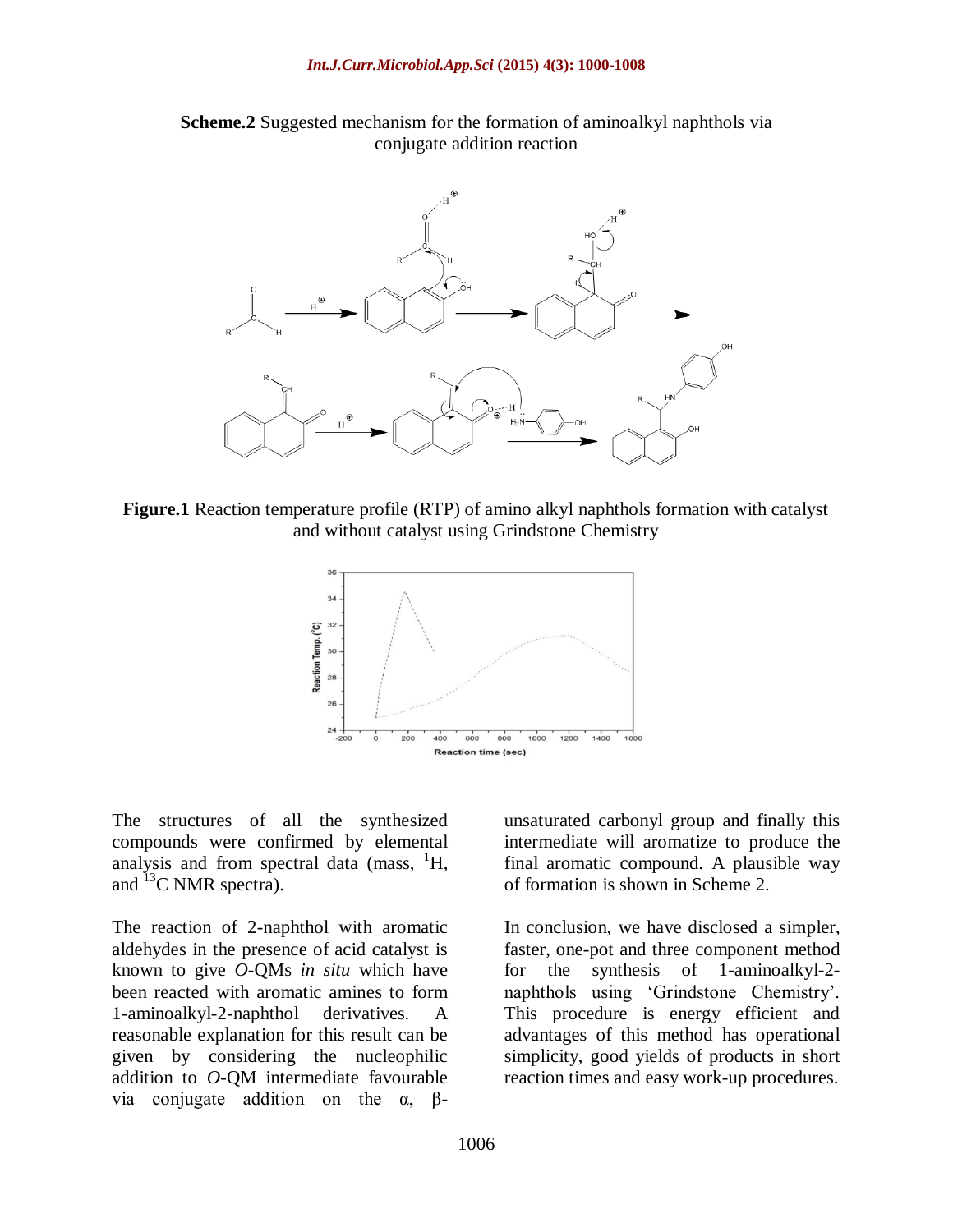**Scheme.2** Suggested mechanism for the formation of aminoalkyl naphthols via conjugate addition reaction

**Figure.1** Reaction temperature profile (RTP) of amino alkyl naphthols formation with catalyst and without catalyst using Grindstone Chemistry

The structures of all the synthesized compounds were confirmed by elemental analysis and from spectral data (mass, $^{1}H$, and $^{13}C$ NMR spectra).

The reaction of 2-naphthol with aromatic aldehydes in the presence of acid catalyst is known to give *O*-QMs *in situ* which have been reacted with aromatic amines to form 1-aminoalkyl-2-naphthol derivatives. A reasonable explanation for this result can be given by considering the nucleophilic addition to *O*-QM intermediate favourable via conjugate addition on the α, β-unsaturated carbonyl group and finally this intermediate will aromatize to produce the final aromatic compound. A plausible way of formation is shown in Scheme 2.

In conclusion, we have disclosed a simpler, faster, one-pot and three component method for the synthesis of 1-aminoalkyl-2-naphthols using 'Grindstone Chemistry'. This procedure is energy efficient and advantages of this method has operational simplicity, good yields of products in short reaction times and easy work-up procedures.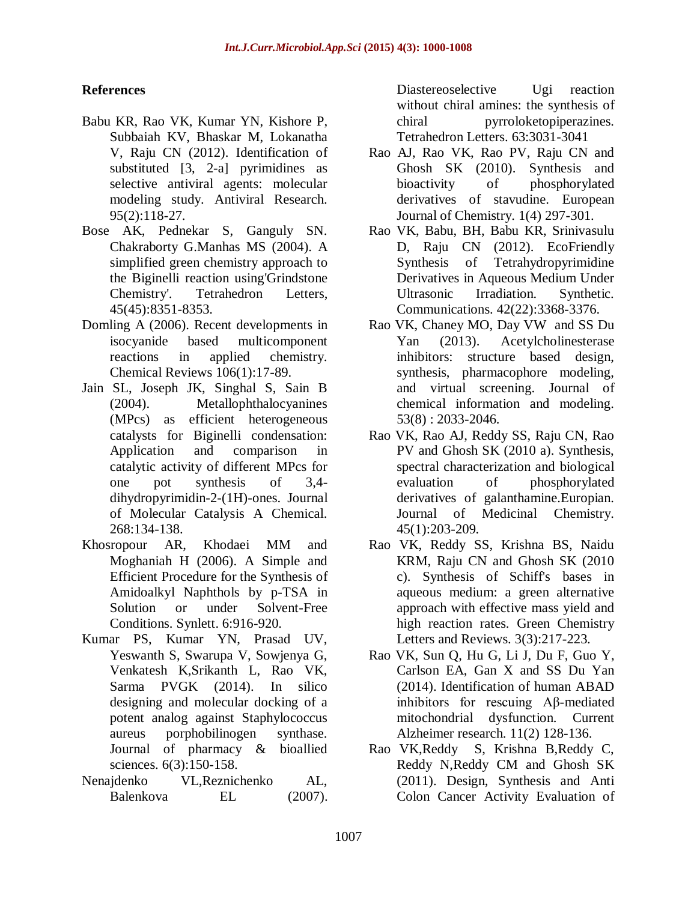## References

- Babu KR, Rao VK, Kumar YN, Kishore P, Subbaiah KV, Bhaskar M, Lokanatha V, Raju CN (2012). Identification of substituted [3, 2-a] pyrimidines as selective antiviral agents: molecular modeling study. Antiviral Research. 95(2):118-27.
- Bose AK, Pednekar S, Ganguly SN. Chakraborty G.Manhas MS (2004). A simplified green chemistry approach to the Biginelli reaction using'Grindstone Chemistry'. Tetrahedron Letters, 45(45):8351-8353.
- Domling A (2006). Recent developments in isocyanide based multicomponent reactions in applied chemistry. Chemical Reviews 106(1):17-89.
- Jain SL, Joseph JK, Singhal S, Sain B (2004). Metallophthalocyanines (MPcs) as efficient heterogeneous catalysts for Biginelli condensation: Application and comparison in catalytic activity of different MPcs for one pot synthesis of 3,4-dihydropyrimidin-2-(1H)-ones. Journal of Molecular Catalysis A Chemical. 268:134-138.
- Khosropour AR, Khodaei MM and Moghaniah H (2006). A Simple and Efficient Procedure for the Synthesis of Amidoalkyl Naphthols by p-TSA in Solution or under Solvent-Free Conditions. Synlett. 6:916-920.
- Kumar PS, Kumar YN, Prasad UV, Yeswanth S, Swarupa V, Sowjenya G, Venkatesh K,Srikanth L, Rao VK, Sarma PVGK (2014). In silico designing and molecular docking of a potent analog against Staphylococcus aureus porphobilinogen synthase. Journal of pharmacy & bioallied sciences. 6(3):150-158.
- Nenajdenko VL,Reznichenko AL, Balenkova EL (2007). Diastereoselective Ugi reaction without chiral amines: the synthesis of chiral pyrroloketopiperazines. Tetrahedron Letters. 63:3031-3041
- Rao AJ, Rao VK, Rao PV, Raju CN and Ghosh SK (2010). Synthesis and bioactivity of phosphorylated derivatives of stavudine. European Journal of Chemistry. 1(4) 297-301.
- Rao VK, Babu, BH, Babu KR, Srinivasulu D, Raju CN (2012). EcoFriendly Synthesis of Tetrahydropyrimidine Derivatives in Aqueous Medium Under Ultrasonic Irradiation. Synthetic. Communications. 42(22):3368-3376.
- Rao VK, Chaney MO, Day VW and SS Du Yan (2013). Acetylcholinesterase inhibitors: structure based design, synthesis, pharmacophore modeling, and virtual screening. Journal of chemical information and modeling. 53(8) : 2033-2046.
- Rao VK, Rao AJ, Reddy SS, Raju CN, Rao PV and Ghosh SK (2010 a). Synthesis, spectral characterization and biological evaluation of phosphorylated derivatives of galanthamine.Europian. Journal of Medicinal Chemistry. 45(1):203-209.
- Rao VK, Reddy SS, Krishna BS, Naidu KRM, Raju CN and Ghosh SK (2010 c). Synthesis of Schiff's bases in aqueous medium: a green alternative approach with effective mass yield and high reaction rates. Green Chemistry Letters and Reviews. 3(3):217-223.
- Rao VK, Sun Q, Hu G, Li J, Du F, Guo Y, Carlson EA, Gan X and SS Du Yan (2014). Identification of human ABAD inhibitors for rescuing Aβ-mediated mitochondrial dysfunction. Current Alzheimer research. 11(2) 128-136.
- Rao VK,Reddy S, Krishna B,Reddy C, Reddy N,Reddy CM and Ghosh SK (2011). Design, Synthesis and Anti Colon Cancer Activity Evaluation of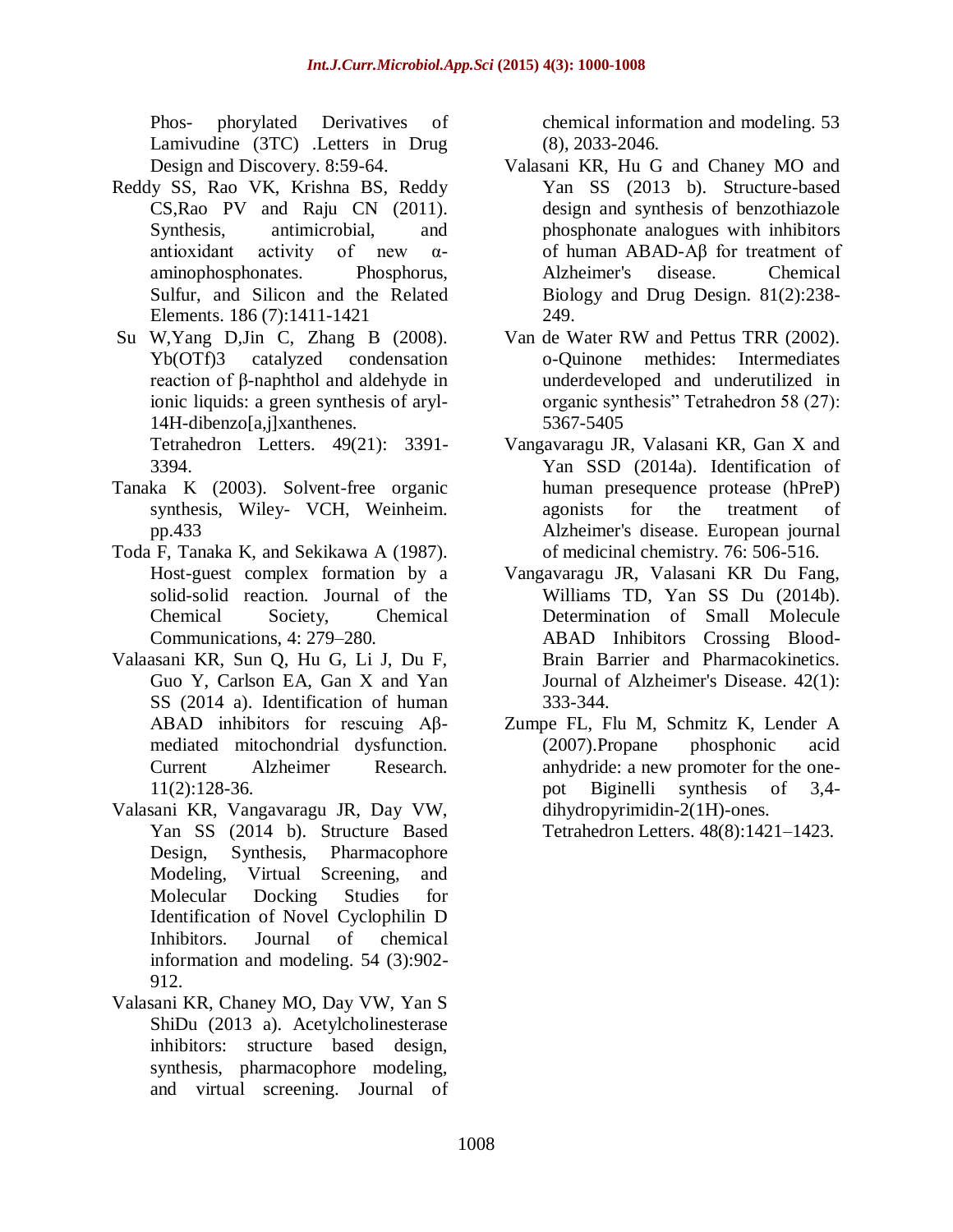Phos- phorylated Derivatives of Lamivudine (3TC) .Letters in Drug Design and Discovery. 8:59-64.

Reddy SS, Rao VK, Krishna BS, Reddy CS,Rao PV and Raju CN (2011). Synthesis, antimicrobial, and antioxidant activity of new α-aminophosphonates. Phosphorus, Sulfur, and Silicon and the Related Elements. 186 (7):1411-1421

Su W,Yang D,Jin C, Zhang B (2008). Yb(OTf)3 catalyzed condensation reaction of β-naphthol and aldehyde in ionic liquids: a green synthesis of aryl-14H-dibenzo[a,j]xanthenes. Tetrahedron Letters. 49(21): 3391-3394.

Tanaka K (2003). Solvent-free organic synthesis, Wiley- VCH, Weinheim. pp.433

Toda F, Tanaka K, and Sekikawa A (1987). Host-guest complex formation by a solid-solid reaction. Journal of the Chemical Society, Chemical Communications, 4: 279–280.

Valaasani KR, Sun Q, Hu G, Li J, Du F, Guo Y, Carlson EA, Gan X and Yan SS (2014 a). Identification of human ABAD inhibitors for rescuing Aβ-mediated mitochondrial dysfunction. Current Alzheimer Research. 11(2):128-36.

Valasani KR, Vangavaragu JR, Day VW, Yan SS (2014 b). Structure Based Design, Synthesis, Pharmacophore Modeling, Virtual Screening, and Molecular Docking Studies for Identification of Novel Cyclophilin D Inhibitors. Journal of chemical information and modeling. 54 (3):902-912.

Valasani KR, Chaney MO, Day VW, Yan S ShiDu (2013 a). Acetylcholinesterase inhibitors: structure based design, synthesis, pharmacophore modeling, and virtual screening. Journal of chemical information and modeling. 53 (8), 2033-2046.

Valasani KR, Hu G and Chaney MO and Yan SS (2013 b). Structure-based design and synthesis of benzothiazole phosphonate analogues with inhibitors of human ABAD-Aβ for treatment of Alzheimer's disease. Chemical Biology and Drug Design. 81(2):238-249.

Van de Water RW and Pettus TRR (2002). o-Quinone methides: Intermediates underdeveloped and underutilized in organic synthesis" Tetrahedron 58 (27): 5367-5405

Vangavaragu JR, Valasani KR, Gan X and Yan SSD (2014a). Identification of human presequence protease (hPreP) agonists for the treatment of Alzheimer's disease. European journal of medicinal chemistry. 76: 506-516.

Vangavaragu JR, Valasani KR Du Fang, Williams TD, Yan SS Du (2014b). Determination of Small Molecule ABAD Inhibitors Crossing Blood-Brain Barrier and Pharmacokinetics. Journal of Alzheimer's Disease. 42(1): 333-344.

Zumpe FL, Flu M, Schmitz K, Lender A (2007).Propane phosphonic acid anhydride: a new promoter for the one-pot Biginelli synthesis of 3,4-dihydropyrimidin-2(1H)-ones. Tetrahedron Letters. 48(8):1421–1423.